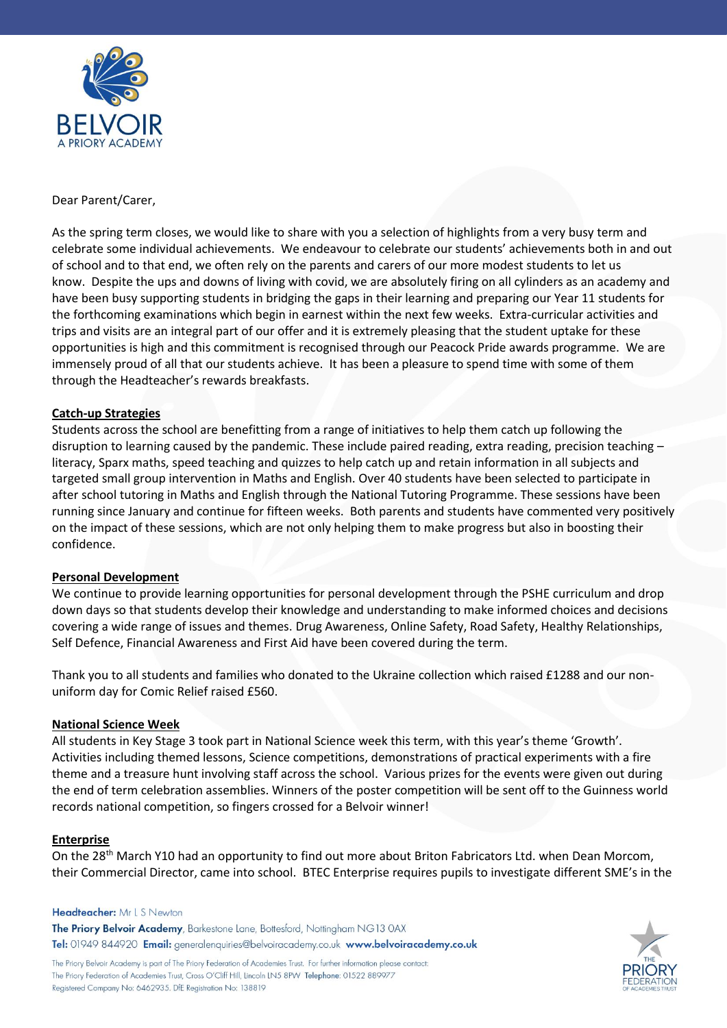BELVOIR
A PRIORY ACADEMY

Dear Parent/Carer,

As the spring term closes, we would like to share with you a selection of highlights from a very busy term and celebrate some individual achievements. We endeavour to celebrate our students' achievements both in and out of school and to that end, we often rely on the parents and carers of our more modest students to let us know. Despite the ups and downs of living with covid, we are absolutely firing on all cylinders as an academy and have been busy supporting students in bridging the gaps in their learning and preparing our Year 11 students for the forthcoming examinations which begin in earnest within the next few weeks. Extra-curricular activities and trips and visits are an integral part of our offer and it is extremely pleasing that the student uptake for these opportunities is high and this commitment is recognised through our Peacock Pride awards programme. We are immensely proud of all that our students achieve. It has been a pleasure to spend time with some of them through the Headteacher's rewards breakfasts.

**Catch-up Strategies**

Students across the school are benefitting from a range of initiatives to help them catch up following the disruption to learning caused by the pandemic. These include paired reading, extra reading, precision teaching – literacy, Sparx maths, speed teaching and quizzes to help catch up and retain information in all subjects and targeted small group intervention in Maths and English. Over 40 students have been selected to participate in after school tutoring in Maths and English through the National Tutoring Programme. These sessions have been running since January and continue for fifteen weeks. Both parents and students have commented very positively on the impact of these sessions, which are not only helping them to make progress but also in boosting their confidence.

**Personal Development**

We continue to provide learning opportunities for personal development through the PSHE curriculum and drop down days so that students develop their knowledge and understanding to make informed choices and decisions covering a wide range of issues and themes. Drug Awareness, Online Safety, Road Safety, Healthy Relationships, Self Defence, Financial Awareness and First Aid have been covered during the term.

Thank you to all students and families who donated to the Ukraine collection which raised £1288 and our non-uniform day for Comic Relief raised £560.

**National Science Week**

All students in Key Stage 3 took part in National Science week this term, with this year's theme 'Growth'. Activities including themed lessons, Science competitions, demonstrations of practical experiments with a fire theme and a treasure hunt involving staff across the school. Various prizes for the events were given out during the end of term celebration assemblies. Winners of the poster competition will be sent off to the Guinness world records national competition, so fingers crossed for a Belvoir winner!

**Enterprise**

On the 28th March Y10 had an opportunity to find out more about Briton Fabricators Ltd. when Dean Morcom, their Commercial Director, came into school. BTEC Enterprise requires pupils to investigate different SME's in the

Headteacher: Mr L S Newton
The Priory Belvoir Academy, Barkestone Lane, Bottesford, Nottingham NG13 0AX
Tel: 01949 844920 Email: generalenquiries@belvoiracademy.co.uk www.belvoiracademy.co.uk

The Priory Belvoir Academy is part of The Priory Federation of Academies Trust. For further information please contact: The Priory Federation of Academies Trust, Cross O'Cliff Hill, Lincoln LN5 8PW Telephone: 01522 889977
Registered Company No: 6462935. DfE Registration No: 138819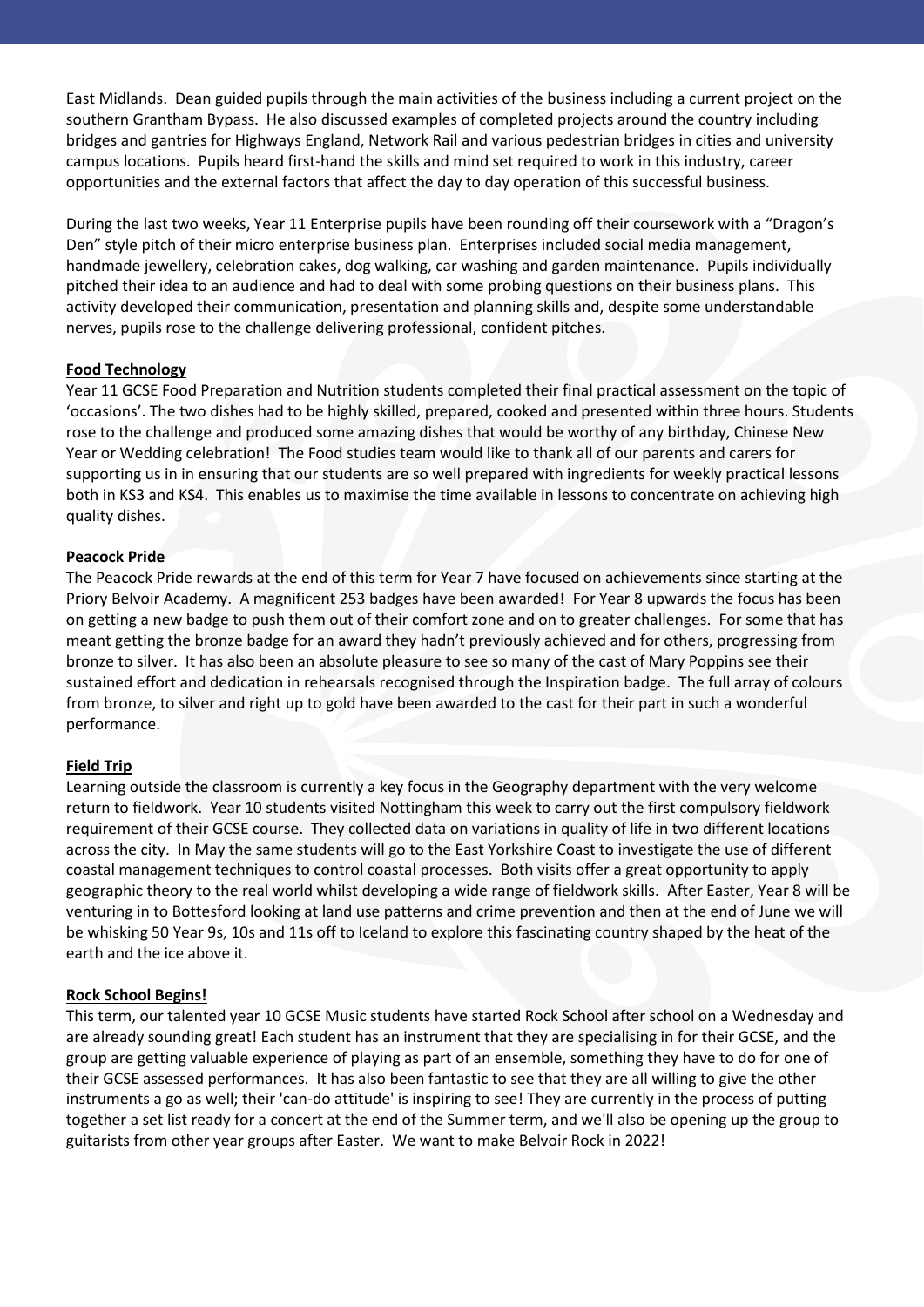East Midlands. Dean guided pupils through the main activities of the business including a current project on the southern Grantham Bypass. He also discussed examples of completed projects around the country including bridges and gantries for Highways England, Network Rail and various pedestrian bridges in cities and university campus locations. Pupils heard first-hand the skills and mind set required to work in this industry, career opportunities and the external factors that affect the day to day operation of this successful business.

During the last two weeks, Year 11 Enterprise pupils have been rounding off their coursework with a "Dragon's Den" style pitch of their micro enterprise business plan. Enterprises included social media management, handmade jewellery, celebration cakes, dog walking, car washing and garden maintenance. Pupils individually pitched their idea to an audience and had to deal with some probing questions on their business plans. This activity developed their communication, presentation and planning skills and, despite some understandable nerves, pupils rose to the challenge delivering professional, confident pitches.

**Food Technology**

Year 11 GCSE Food Preparation and Nutrition students completed their final practical assessment on the topic of 'occasions'. The two dishes had to be highly skilled, prepared, cooked and presented within three hours. Students rose to the challenge and produced some amazing dishes that would be worthy of any birthday, Chinese New Year or Wedding celebration! The Food studies team would like to thank all of our parents and carers for supporting us in in ensuring that our students are so well prepared with ingredients for weekly practical lessons both in KS3 and KS4. This enables us to maximise the time available in lessons to concentrate on achieving high quality dishes.

**Peacock Pride**

The Peacock Pride rewards at the end of this term for Year 7 have focused on achievements since starting at the Priory Belvoir Academy. A magnificent 253 badges have been awarded! For Year 8 upwards the focus has been on getting a new badge to push them out of their comfort zone and on to greater challenges. For some that has meant getting the bronze badge for an award they hadn't previously achieved and for others, progressing from bronze to silver. It has also been an absolute pleasure to see so many of the cast of Mary Poppins see their sustained effort and dedication in rehearsals recognised through the Inspiration badge. The full array of colours from bronze, to silver and right up to gold have been awarded to the cast for their part in such a wonderful performance.

**Field Trip**

Learning outside the classroom is currently a key focus in the Geography department with the very welcome return to fieldwork. Year 10 students visited Nottingham this week to carry out the first compulsory fieldwork requirement of their GCSE course. They collected data on variations in quality of life in two different locations across the city. In May the same students will go to the East Yorkshire Coast to investigate the use of different coastal management techniques to control coastal processes. Both visits offer a great opportunity to apply geographic theory to the real world whilst developing a wide range of fieldwork skills. After Easter, Year 8 will be venturing in to Bottesford looking at land use patterns and crime prevention and then at the end of June we will be whisking 50 Year 9s, 10s and 11s off to Iceland to explore this fascinating country shaped by the heat of the earth and the ice above it.

**Rock School Begins!**

This term, our talented year 10 GCSE Music students have started Rock School after school on a Wednesday and are already sounding great! Each student has an instrument that they are specialising in for their GCSE, and the group are getting valuable experience of playing as part of an ensemble, something they have to do for one of their GCSE assessed performances. It has also been fantastic to see that they are all willing to give the other instruments a go as well; their 'can-do attitude' is inspiring to see! They are currently in the process of putting together a set list ready for a concert at the end of the Summer term, and we'll also be opening up the group to guitarists from other year groups after Easter. We want to make Belvoir Rock in 2022!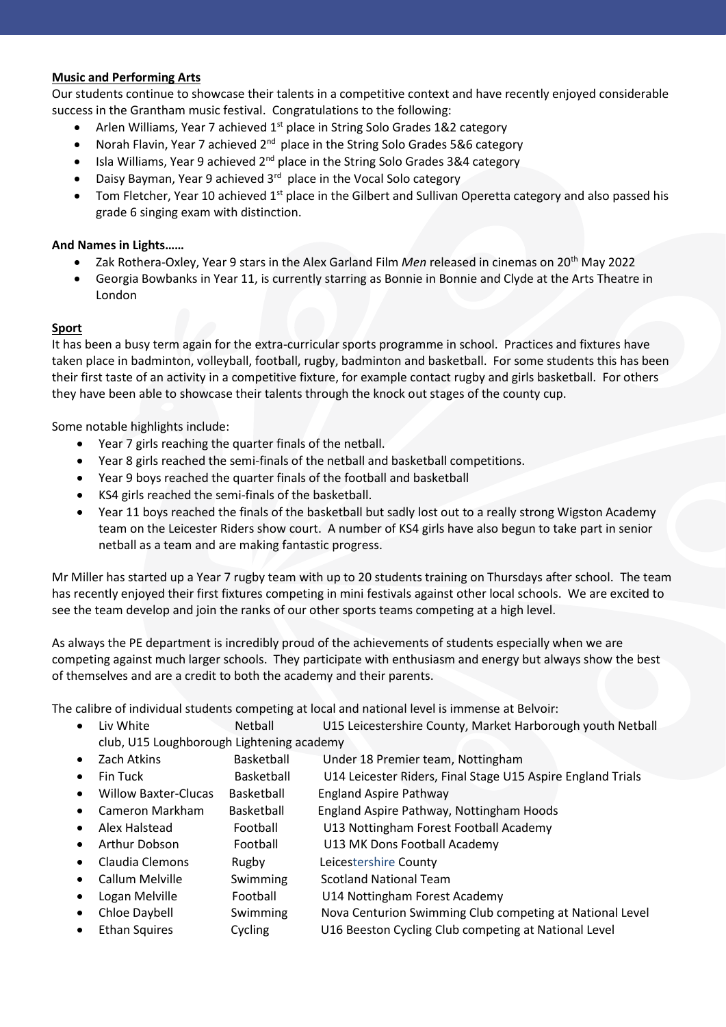**Music and Performing Arts**

Our students continue to showcase their talents in a competitive context and have recently enjoyed considerable success in the Grantham music festival. Congratulations to the following:

- Arlen Williams, Year 7 achieved 1st place in String Solo Grades 1&2 category
- Norah Flavin, Year 7 achieved 2nd place in the String Solo Grades 5&6 category
- Isla Williams, Year 9 achieved 2nd place in the String Solo Grades 3&4 category
- Daisy Bayman, Year 9 achieved 3rd place in the Vocal Solo category
- Tom Fletcher, Year 10 achieved 1st place in the Gilbert and Sullivan Operetta category and also passed his grade 6 singing exam with distinction.

**And Names in Lights……**

- Zak Rothera-Oxley, Year 9 stars in the Alex Garland Film *Men* released in cinemas on 20th May 2022
- Georgia Bowbanks in Year 11, is currently starring as Bonnie in Bonnie and Clyde at the Arts Theatre in London

**Sport**

It has been a busy term again for the extra-curricular sports programme in school. Practices and fixtures have taken place in badminton, volleyball, football, rugby, badminton and basketball. For some students this has been their first taste of an activity in a competitive fixture, for example contact rugby and girls basketball. For others they have been able to showcase their talents through the knock out stages of the county cup.

Some notable highlights include:

- Year 7 girls reaching the quarter finals of the netball.
- Year 8 girls reached the semi-finals of the netball and basketball competitions.
- Year 9 boys reached the quarter finals of the football and basketball
- KS4 girls reached the semi-finals of the basketball.
- Year 11 boys reached the finals of the basketball but sadly lost out to a really strong Wigston Academy team on the Leicester Riders show court. A number of KS4 girls have also begun to take part in senior netball as a team and are making fantastic progress.

Mr Miller has started up a Year 7 rugby team with up to 20 students training on Thursdays after school. The team has recently enjoyed their first fixtures competing in mini festivals against other local schools. We are excited to see the team develop and join the ranks of our other sports teams competing at a high level.

As always the PE department is incredibly proud of the achievements of students especially when we are competing against much larger schools. They participate with enthusiasm and energy but always show the best of themselves and are a credit to both the academy and their parents.

The calibre of individual students competing at local and national level is immense at Belvoir:

- Liv White — Netball — U15 Leicestershire County, Market Harborough youth Netball club, U15 Loughborough Lightening academy
- Zach Atkins — Basketball — Under 18 Premier team, Nottingham
- Fin Tuck — Basketball — U14 Leicester Riders, Final Stage U15 Aspire England Trials
- Willow Baxter-Clucas — Basketball — England Aspire Pathway
- Cameron Markham — Basketball — England Aspire Pathway, Nottingham Hoods
- Alex Halstead — Football — U13 Nottingham Forest Football Academy
- Arthur Dobson — Football — U13 MK Dons Football Academy
- Claudia Clemons — Rugby — Leicestershire County
- Callum Melville — Swimming — Scotland National Team
- Logan Melville — Football — U14 Nottingham Forest Academy
- Chloe Daybell — Swimming — Nova Centurion Swimming Club competing at National Level
- Ethan Squires — Cycling — U16 Beeston Cycling Club competing at National Level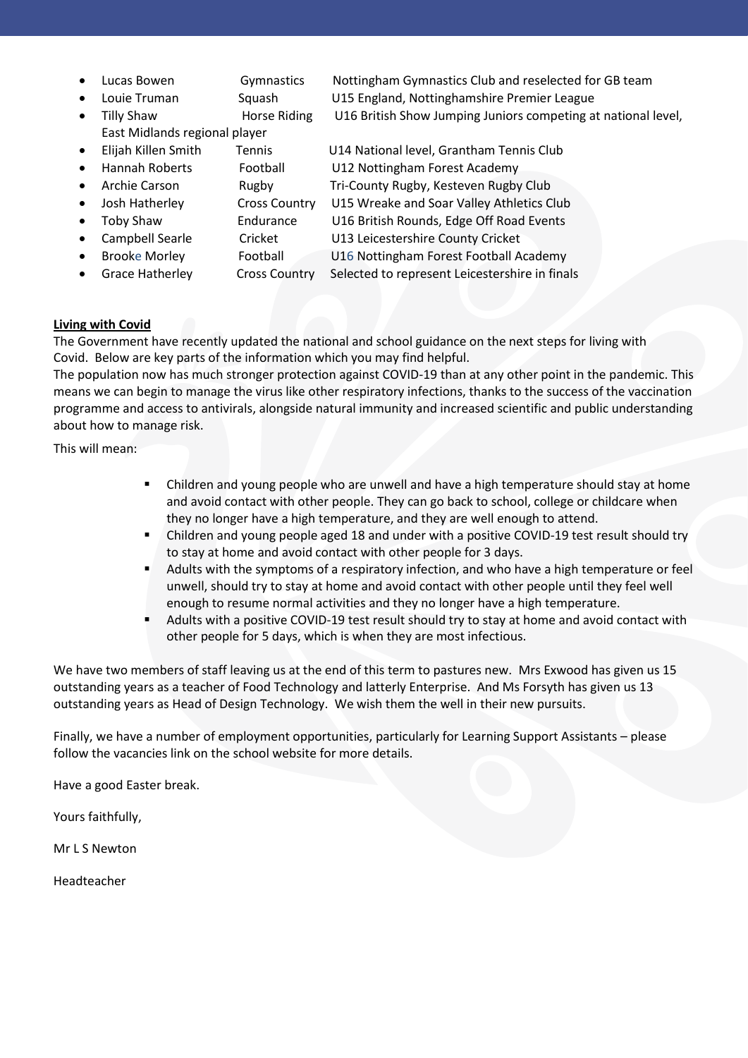- Lucas Bowen Gymnastics Nottingham Gymnastics Club and reselected for GB team
- Louie Truman Squash U15 England, Nottinghamshire Premier League
- Tilly Shaw Horse Riding U16 British Show Jumping Juniors competing at national level, East Midlands regional player
- Elijah Killen Smith Tennis U14 National level, Grantham Tennis Club
- Hannah Roberts Football U12 Nottingham Forest Academy
- Archie Carson Rugby Tri-County Rugby, Kesteven Rugby Club
- Josh Hatherley Cross Country U15 Wreake and Soar Valley Athletics Club
- Toby Shaw Endurance U16 British Rounds, Edge Off Road Events
- Campbell Searle Cricket U13 Leicestershire County Cricket
- Brooke Morley Football U16 Nottingham Forest Football Academy
- Grace Hatherley Cross Country Selected to represent Leicestershire in finals

**Living with Covid**

The Government have recently updated the national and school guidance on the next steps for living with Covid. Below are key parts of the information which you may find helpful.

The population now has much stronger protection against COVID-19 than at any other point in the pandemic. This means we can begin to manage the virus like other respiratory infections, thanks to the success of the vaccination programme and access to antivirals, alongside natural immunity and increased scientific and public understanding about how to manage risk.

This will mean:

- Children and young people who are unwell and have a high temperature should stay at home and avoid contact with other people. They can go back to school, college or childcare when they no longer have a high temperature, and they are well enough to attend.
- Children and young people aged 18 and under with a positive COVID-19 test result should try to stay at home and avoid contact with other people for 3 days.
- Adults with the symptoms of a respiratory infection, and who have a high temperature or feel unwell, should try to stay at home and avoid contact with other people until they feel well enough to resume normal activities and they no longer have a high temperature.
- Adults with a positive COVID-19 test result should try to stay at home and avoid contact with other people for 5 days, which is when they are most infectious.

We have two members of staff leaving us at the end of this term to pastures new. Mrs Exwood has given us 15 outstanding years as a teacher of Food Technology and latterly Enterprise. And Ms Forsyth has given us 13 outstanding years as Head of Design Technology. We wish them the well in their new pursuits.

Finally, we have a number of employment opportunities, particularly for Learning Support Assistants – please follow the vacancies link on the school website for more details.

Have a good Easter break.

Yours faithfully,

Mr L S Newton

Headteacher